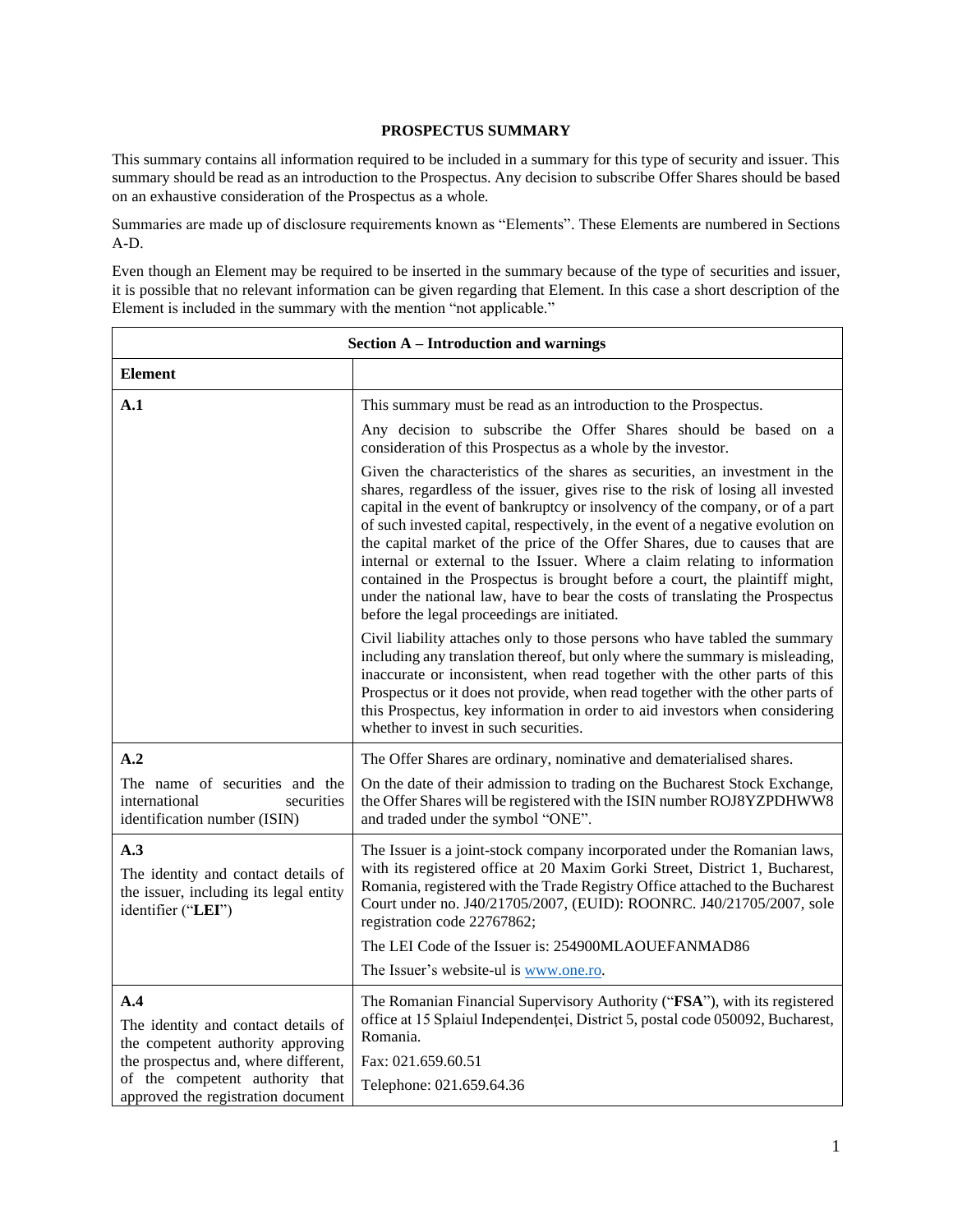# PROSPECTUS SUMMARY

This summary contains all information required to be included in a summary for this type of security and issuer. This summary should be read as an introduction to the Prospectus. Any decision to subscribe Offer Shares should be based on an exhaustive consideration of the Prospectus as a whole.

Summaries are made up of disclosure requirements known as "Elements". These Elements are numbered in Sections A-D.

Even though an Element may be required to be inserted in the summary because of the type of securities and issuer, it is possible that no relevant information can be given regarding that Element. In this case a short description of the Element is included in the summary with the mention "not applicable."

| **Section A – Introduction and warnings** | |
|---|---|
| **Element** | |
| **A.1** | This summary must be read as an introduction to the Prospectus.<br><br>Any decision to subscribe the Offer Shares should be based on a consideration of this Prospectus as a whole by the investor.<br><br>Given the characteristics of the shares as securities, an investment in the shares, regardless of the issuer, gives rise to the risk of losing all invested capital in the event of bankruptcy or insolvency of the company, or of a part of such invested capital, respectively, in the event of a negative evolution on the capital market of the price of the Offer Shares, due to causes that are internal or external to the Issuer. Where a claim relating to information contained in the Prospectus is brought before a court, the plaintiff might, under the national law, have to bear the costs of translating the Prospectus before the legal proceedings are initiated.<br><br>Civil liability attaches only to those persons who have tabled the summary including any translation thereof, but only where the summary is misleading, inaccurate or inconsistent, when read together with the other parts of this Prospectus or it does not provide, when read together with the other parts of this Prospectus, key information in order to aid investors when considering whether to invest in such securities. |
| **A.2**<br><br>The name of securities and the international securities identification number (ISIN) | The Offer Shares are ordinary, nominative and dematerialised shares.<br><br>On the date of their admission to trading on the Bucharest Stock Exchange, the Offer Shares will be registered with the ISIN number ROJ8YZPDHWW8 and traded under the symbol "ONE". |
| **A.3**<br><br>The identity and contact details of the issuer, including its legal entity identifier ("**LEI**") | The Issuer is a joint-stock company incorporated under the Romanian laws, with its registered office at 20 Maxim Gorki Street, District 1, Bucharest, Romania, registered with the Trade Registry Office attached to the Bucharest Court under no. J40/21705/2007, (EUID): ROONRC. J40/21705/2007, sole registration code 22767862;<br><br>The LEI Code of the Issuer is: 254900MLAOUEFANMAD86<br><br>The Issuer's website-ul is www.one.ro. |
| **A.4**<br><br>The identity and contact details of the competent authority approving the prospectus and, where different, of the competent authority that approved the registration document | The Romanian Financial Supervisory Authority ("**FSA**"), with its registered office at 15 Splaiul Independenței, District 5, postal code 050092, Bucharest, Romania.<br><br>Fax: 021.659.60.51<br><br>Telephone: 021.659.64.36 |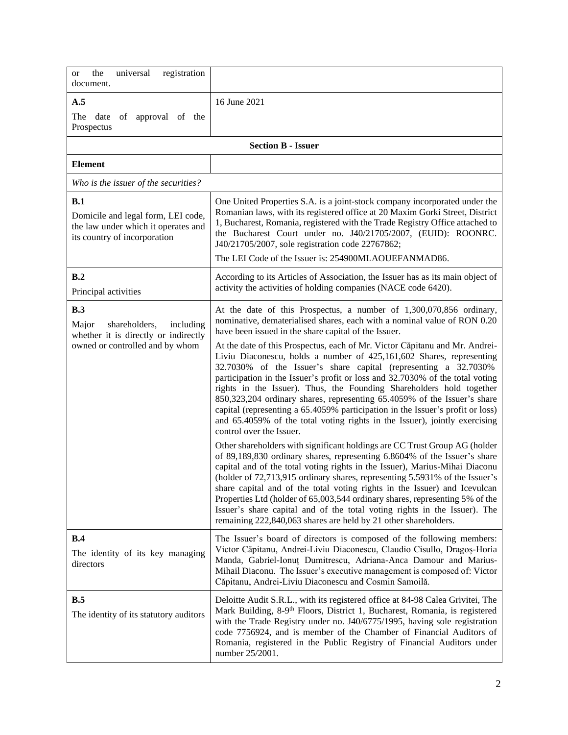| | |
|---|---|
| or the universal registration document. | |
| **A.5**<br>The date of approval of the Prospectus | 16 June 2021 |
| **Section B - Issuer** | |
| **Element** | |
| *Who is the issuer of the securities?* | |
| **B.1**<br>Domicile and legal form, LEI code, the law under which it operates and its country of incorporation | One United Properties S.A. is a joint-stock company incorporated under the Romanian laws, with its registered office at 20 Maxim Gorki Street, District 1, Bucharest, Romania, registered with the Trade Registry Office attached to the Bucharest Court under no. J40/21705/2007, (EUID): ROONRC. J40/21705/2007, sole registration code 22767862;<br>The LEI Code of the Issuer is: 254900MLAOUEFANMAD86. |
| **B.2**<br>Principal activities | According to its Articles of Association, the Issuer has as its main object of activity the activities of holding companies (NACE code 6420). |
| **B.3**<br>Major shareholders, including whether it is directly or indirectly owned or controlled and by whom | At the date of this Prospectus, a number of 1,300,070,856 ordinary, nominative, dematerialised shares, each with a nominal value of RON 0.20 have been issued in the share capital of the Issuer.<br>At the date of this Prospectus, each of Mr. Victor Căpitanu and Mr. Andrei-Liviu Diaconescu, holds a number of 425,161,602 Shares, representing 32.7030% of the Issuer's share capital (representing a 32.7030% participation in the Issuer's profit or loss and 32.7030% of the total voting rights in the Issuer). Thus, the Founding Shareholders hold together 850,323,204 ordinary shares, representing 65.4059% of the Issuer's share capital (representing a 65.4059% participation in the Issuer's profit or loss) and 65.4059% of the total voting rights in the Issuer), jointly exercising control over the Issuer.<br>Other shareholders with significant holdings are CC Trust Group AG (holder of 89,189,830 ordinary shares, representing 6.8604% of the Issuer's share capital and of the total voting rights in the Issuer), Marius-Mihai Diaconu (holder of 72,713,915 ordinary shares, representing 5.5931% of the Issuer's share capital and of the total voting rights in the Issuer) and Icevulcan Properties Ltd (holder of 65,003,544 ordinary shares, representing 5% of the Issuer's share capital and of the total voting rights in the Issuer). The remaining 222,840,063 shares are held by 21 other shareholders. |
| **B.4**<br>The identity of its key managing directors | The Issuer's board of directors is composed of the following members: Victor Căpitanu, Andrei-Liviu Diaconescu, Claudio Cisullo, Dragoș-Horia Manda, Gabriel-Ionuț Dumitrescu, Adriana-Anca Damour and Marius-Mihail Diaconu. The Issuer's executive management is composed of: Victor Căpitanu, Andrei-Liviu Diaconescu and Cosmin Samoilă. |
| **B.5**<br>The identity of its statutory auditors | Deloitte Audit S.R.L., with its registered office at 84-98 Calea Grivitei, The Mark Building, 8-9th Floors, District 1, Bucharest, Romania, is registered with the Trade Registry under no. J40/6775/1995, having sole registration code 7756924, and is member of the Chamber of Financial Auditors of Romania, registered in the Public Registry of Financial Auditors under number 25/2001. |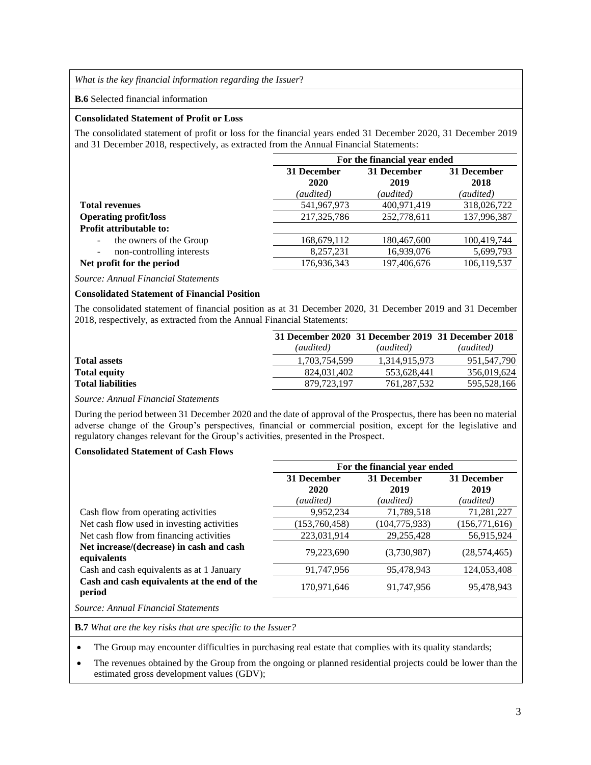*What is the key financial information regarding the Issuer*?

**B.6** Selected financial information

**Consolidated Statement of Profit or Loss**

The consolidated statement of profit or loss for the financial years ended 31 December 2020, 31 December 2019 and 31 December 2018, respectively, as extracted from the Annual Financial Statements:

| | For the financial year ended | | |
|---|---|---|---|
| | **31 December 2020** *(audited)* | **31 December 2019** *(audited)* | **31 December 2018** *(audited)* |
| **Total revenues** | 541,967,973 | 400,971,419 | 318,026,722 |
| **Operating profit/loss** | 217,325,786 | 252,778,611 | 137,996,387 |
| **Profit attributable to:** | | | |
| - the owners of the Group | 168,679,112 | 180,467,600 | 100,419,744 |
| - non-controlling interests | 8,257,231 | 16,939,076 | 5,699,793 |
| **Net profit for the period** | 176,936,343 | 197,406,676 | 106,119,537 |

*Source: Annual Financial Statements*

**Consolidated Statement of Financial Position**

The consolidated statement of financial position as at 31 December 2020, 31 December 2019 and 31 December 2018, respectively, as extracted from the Annual Financial Statements:

| | **31 December 2020** *(audited)* | **31 December 2019** *(audited)* | **31 December 2018** *(audited)* |
|---|---|---|---|
| **Total assets** | 1,703,754,599 | 1,314,915,973 | 951,547,790 |
| **Total equity** | 824,031,402 | 553,628,441 | 356,019,624 |
| **Total liabilities** | 879,723,197 | 761,287,532 | 595,528,166 |

*Source: Annual Financial Statements*

During the period between 31 December 2020 and the date of approval of the Prospectus, there has been no material adverse change of the Group's perspectives, financial or commercial position, except for the legislative and regulatory changes relevant for the Group's activities, presented in the Prospect.

**Consolidated Statement of Cash Flows**

| | For the financial year ended | | |
|---|---|---|---|
| | **31 December 2020** *(audited)* | **31 December 2019** *(audited)* | **31 December 2019** *(audited)* |
| Cash flow from operating activities | 9,952,234 | 71,789,518 | 71,281,227 |
| Net cash flow used in investing activities | (153,760,458) | (104,775,933) | (156,771,616) |
| Net cash flow from financing activities | 223,031,914 | 29,255,428 | 56,915,924 |
| **Net increase/(decrease) in cash and cash equivalents** | 79,223,690 | (3,730,987) | (28,574,465) |
| Cash and cash equivalents as at 1 January | 91,747,956 | 95,478,943 | 124,053,408 |
| **Cash and cash equivalents at the end of the period** | 170,971,646 | 91,747,956 | 95,478,943 |

*Source: Annual Financial Statements*

**B.7** *What are the key risks that are specific to the Issuer?*

- The Group may encounter difficulties in purchasing real estate that complies with its quality standards;
- The revenues obtained by the Group from the ongoing or planned residential projects could be lower than the estimated gross development values (GDV);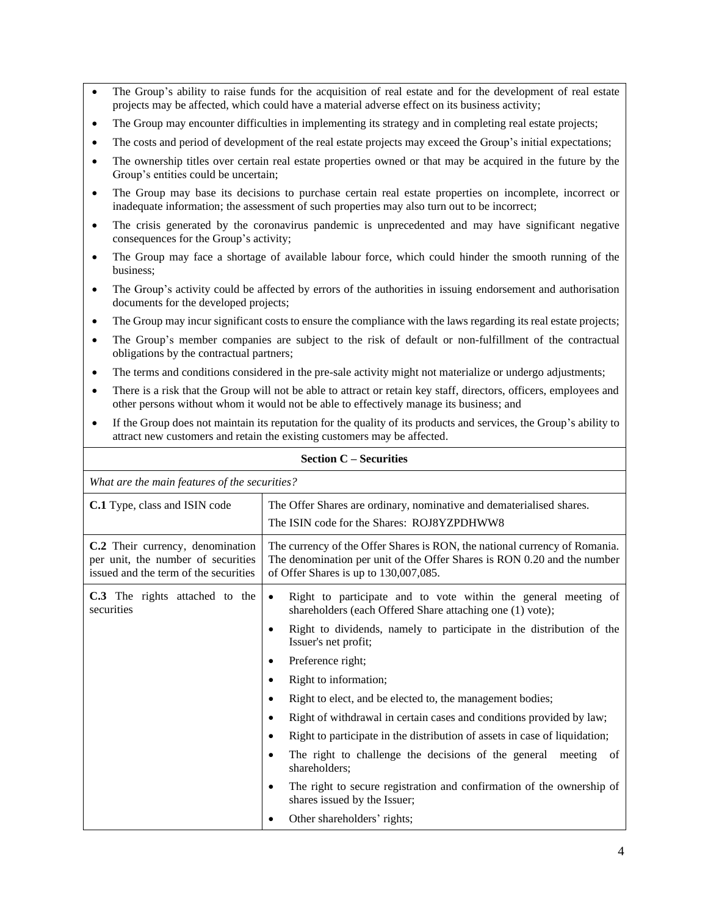- The Group's ability to raise funds for the acquisition of real estate and for the development of real estate projects may be affected, which could have a material adverse effect on its business activity;
- The Group may encounter difficulties in implementing its strategy and in completing real estate projects;
- The costs and period of development of the real estate projects may exceed the Group's initial expectations;
- The ownership titles over certain real estate properties owned or that may be acquired in the future by the Group's entities could be uncertain;
- The Group may base its decisions to purchase certain real estate properties on incomplete, incorrect or inadequate information; the assessment of such properties may also turn out to be incorrect;
- The crisis generated by the coronavirus pandemic is unprecedented and may have significant negative consequences for the Group's activity;
- The Group may face a shortage of available labour force, which could hinder the smooth running of the business;
- The Group's activity could be affected by errors of the authorities in issuing endorsement and authorisation documents for the developed projects;
- The Group may incur significant costs to ensure the compliance with the laws regarding its real estate projects;
- The Group's member companies are subject to the risk of default or non-fulfillment of the contractual obligations by the contractual partners;
- The terms and conditions considered in the pre-sale activity might not materialize or undergo adjustments;
- There is a risk that the Group will not be able to attract or retain key staff, directors, officers, employees and other persons without whom it would not be able to effectively manage its business; and
- If the Group does not maintain its reputation for the quality of its products and services, the Group's ability to attract new customers and retain the existing customers may be affected.

**Section C – Securities**

*What are the main features of the securities?*

| | |
|---|---|
| **C.1** Type, class and ISIN code | The Offer Shares are ordinary, nominative and dematerialised shares.<br>The ISIN code for the Shares: ROJ8YZPDHWW8 |
| **C.2** Their currency, denomination per unit, the number of securities issued and the term of the securities | The currency of the Offer Shares is RON, the national currency of Romania. The denomination per unit of the Offer Shares is RON 0.20 and the number of Offer Shares is up to 130,007,085. |
| **C.3** The rights attached to the securities | • Right to participate and to vote within the general meeting of shareholders (each Offered Share attaching one (1) vote);<br>• Right to dividends, namely to participate in the distribution of the Issuer's net profit;<br>• Preference right;<br>• Right to information;<br>• Right to elect, and be elected to, the management bodies;<br>• Right of withdrawal in certain cases and conditions provided by law;<br>• Right to participate in the distribution of assets in case of liquidation;<br>• The right to challenge the decisions of the general meeting of shareholders;<br>• The right to secure registration and confirmation of the ownership of shares issued by the Issuer;<br>• Other shareholders' rights; |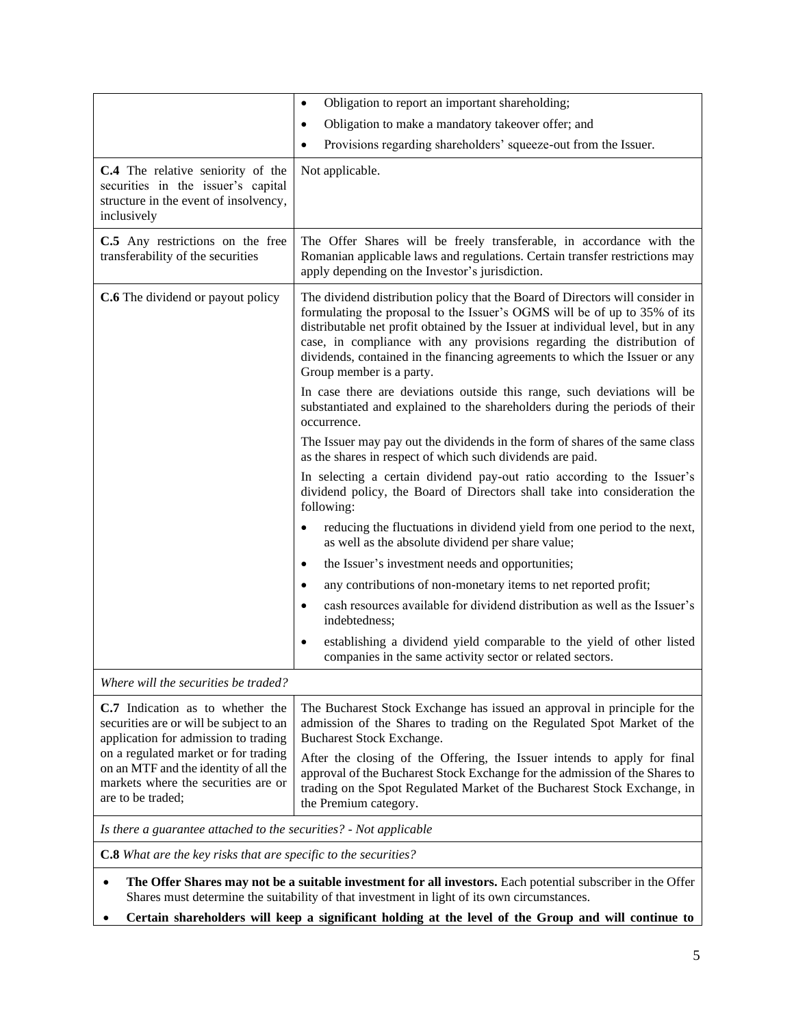| | |
|---|---|
| | • Obligation to report an important shareholding;<br>• Obligation to make a mandatory takeover offer; and<br>• Provisions regarding shareholders' squeeze-out from the Issuer. |
| **C.4** The relative seniority of the securities in the issuer's capital structure in the event of insolvency, inclusively | Not applicable. |
| **C.5** Any restrictions on the free transferability of the securities | The Offer Shares will be freely transferable, in accordance with the Romanian applicable laws and regulations. Certain transfer restrictions may apply depending on the Investor's jurisdiction. |
| **C.6** The dividend or payout policy | The dividend distribution policy that the Board of Directors will consider in formulating the proposal to the Issuer's OGMS will be of up to 35% of its distributable net profit obtained by the Issuer at individual level, but in any case, in compliance with any provisions regarding the distribution of dividends, contained in the financing agreements to which the Issuer or any Group member is a party.<br>In case there are deviations outside this range, such deviations will be substantiated and explained to the shareholders during the periods of their occurrence.<br>The Issuer may pay out the dividends in the form of shares of the same class as the shares in respect of which such dividends are paid.<br>In selecting a certain dividend pay-out ratio according to the Issuer's dividend policy, the Board of Directors shall take into consideration the following:<br>• reducing the fluctuations in dividend yield from one period to the next, as well as the absolute dividend per share value;<br>• the Issuer's investment needs and opportunities;<br>• any contributions of non-monetary items to net reported profit;<br>• cash resources available for dividend distribution as well as the Issuer's indebtedness;<br>• establishing a dividend yield comparable to the yield of other listed companies in the same activity sector or related sectors. |
| *Where will the securities be traded?* | |
| **C.7** Indication as to whether the securities are or will be subject to an application for admission to trading on a regulated market or for trading on an MTF and the identity of all the markets where the securities are or are to be traded; | The Bucharest Stock Exchange has issued an approval in principle for the admission of the Shares to trading on the Regulated Spot Market of the Bucharest Stock Exchange.<br>After the closing of the Offering, the Issuer intends to apply for final approval of the Bucharest Stock Exchange for the admission of the Shares to trading on the Spot Regulated Market of the Bucharest Stock Exchange, in the Premium category. |
| *Is there a guarantee attached to the securities? - Not applicable* | |
| **C.8** *What are the key risks that are specific to the securities?* | |

- **The Offer Shares may not be a suitable investment for all investors.** Each potential subscriber in the Offer Shares must determine the suitability of that investment in light of its own circumstances.
- **Certain shareholders will keep a significant holding at the level of the Group and will continue to**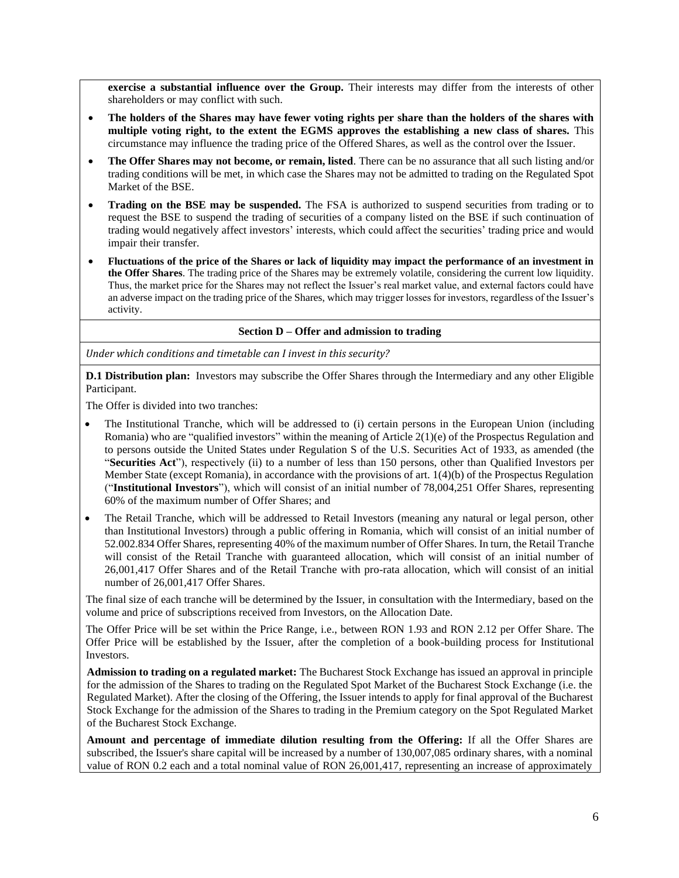**exercise a substantial influence over the Group.** Their interests may differ from the interests of other shareholders or may conflict with such.

- **The holders of the Shares may have fewer voting rights per share than the holders of the shares with multiple voting right, to the extent the EGMS approves the establishing a new class of shares.** This circumstance may influence the trading price of the Offered Shares, as well as the control over the Issuer.
- **The Offer Shares may not become, or remain, listed**. There can be no assurance that all such listing and/or trading conditions will be met, in which case the Shares may not be admitted to trading on the Regulated Spot Market of the BSE.
- **Trading on the BSE may be suspended.** The FSA is authorized to suspend securities from trading or to request the BSE to suspend the trading of securities of a company listed on the BSE if such continuation of trading would negatively affect investors' interests, which could affect the securities' trading price and would impair their transfer.
- **Fluctuations of the price of the Shares or lack of liquidity may impact the performance of an investment in the Offer Shares**. The trading price of the Shares may be extremely volatile, considering the current low liquidity. Thus, the market price for the Shares may not reflect the Issuer's real market value, and external factors could have an adverse impact on the trading price of the Shares, which may trigger losses for investors, regardless of the Issuer's activity.

**Section D – Offer and admission to trading**

*Under which conditions and timetable can I invest in this security?*

**D.1 Distribution plan:** Investors may subscribe the Offer Shares through the Intermediary and any other Eligible Participant.

The Offer is divided into two tranches:

- The Institutional Tranche, which will be addressed to (i) certain persons in the European Union (including Romania) who are "qualified investors" within the meaning of Article 2(1)(e) of the Prospectus Regulation and to persons outside the United States under Regulation S of the U.S. Securities Act of 1933, as amended (the "**Securities Act**"), respectively (ii) to a number of less than 150 persons, other than Qualified Investors per Member State (except Romania), in accordance with the provisions of art. 1(4)(b) of the Prospectus Regulation ("**Institutional Investors**"), which will consist of an initial number of 78,004,251 Offer Shares, representing 60% of the maximum number of Offer Shares; and
- The Retail Tranche, which will be addressed to Retail Investors (meaning any natural or legal person, other than Institutional Investors) through a public offering in Romania, which will consist of an initial number of 52.002.834 Offer Shares, representing 40% of the maximum number of Offer Shares. In turn, the Retail Tranche will consist of the Retail Tranche with guaranteed allocation, which will consist of an initial number of 26,001,417 Offer Shares and of the Retail Tranche with pro-rata allocation, which will consist of an initial number of 26,001,417 Offer Shares.

The final size of each tranche will be determined by the Issuer, in consultation with the Intermediary, based on the volume and price of subscriptions received from Investors, on the Allocation Date.

The Offer Price will be set within the Price Range, i.e., between RON 1.93 and RON 2.12 per Offer Share. The Offer Price will be established by the Issuer, after the completion of a book-building process for Institutional Investors.

**Admission to trading on a regulated market:** The Bucharest Stock Exchange has issued an approval in principle for the admission of the Shares to trading on the Regulated Spot Market of the Bucharest Stock Exchange (i.e. the Regulated Market). After the closing of the Offering, the Issuer intends to apply for final approval of the Bucharest Stock Exchange for the admission of the Shares to trading in the Premium category on the Spot Regulated Market of the Bucharest Stock Exchange.

**Amount and percentage of immediate dilution resulting from the Offering:** If all the Offer Shares are subscribed, the Issuer's share capital will be increased by a number of 130,007,085 ordinary shares, with a nominal value of RON 0.2 each and a total nominal value of RON 26,001,417, representing an increase of approximately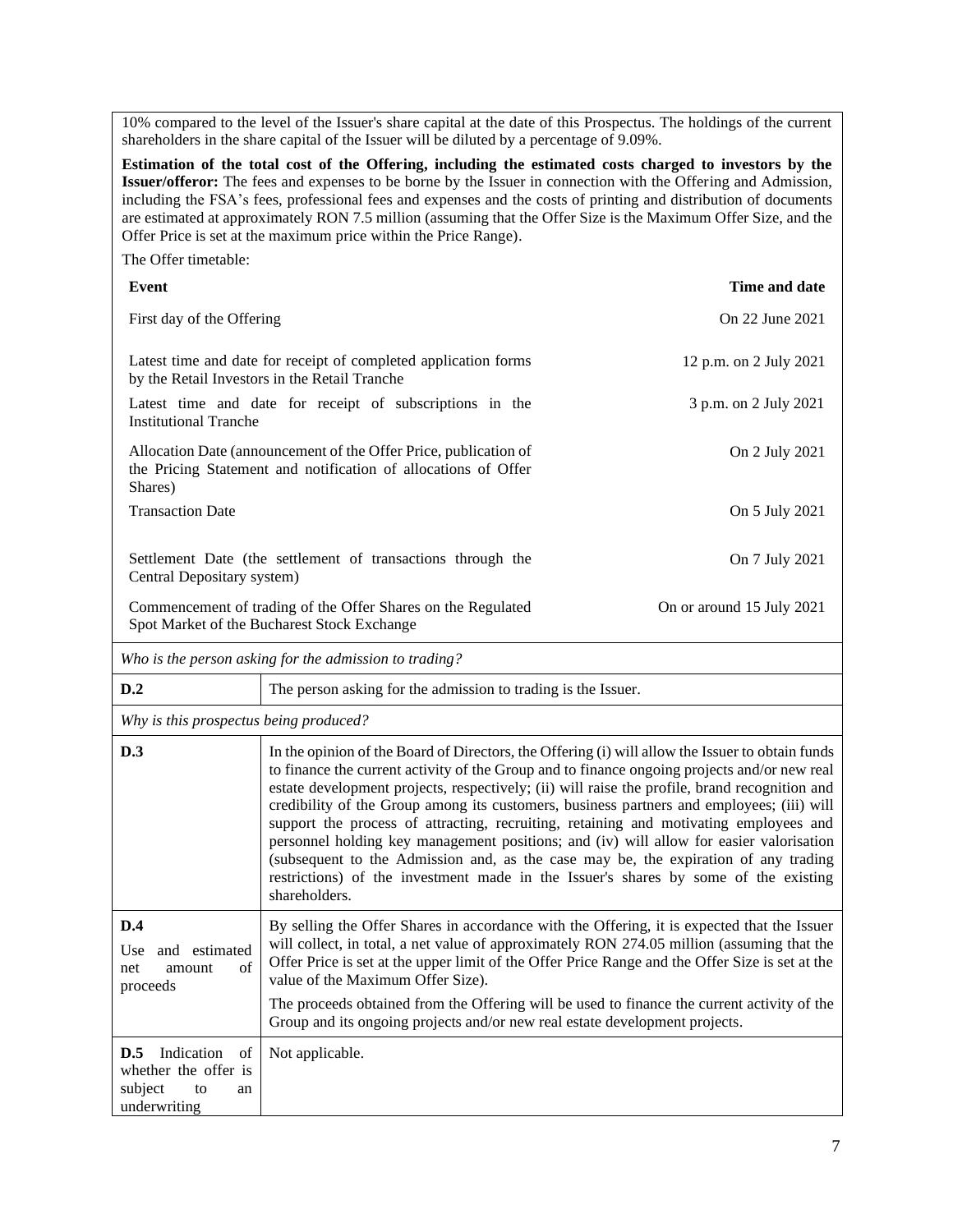10% compared to the level of the Issuer's share capital at the date of this Prospectus. The holdings of the current shareholders in the share capital of the Issuer will be diluted by a percentage of 9.09%.

**Estimation of the total cost of the Offering, including the estimated costs charged to investors by the Issuer/offeror:** The fees and expenses to be borne by the Issuer in connection with the Offering and Admission, including the FSA's fees, professional fees and expenses and the costs of printing and distribution of documents are estimated at approximately RON 7.5 million (assuming that the Offer Size is the Maximum Offer Size, and the Offer Price is set at the maximum price within the Price Range).

The Offer timetable:

| **Event** | **Time and date** |
|---|---|
| First day of the Offering | On 22 June 2021 |
| Latest time and date for receipt of completed application forms by the Retail Investors in the Retail Tranche | 12 p.m. on 2 July 2021 |
| Latest time and date for receipt of subscriptions in the Institutional Tranche | 3 p.m. on 2 July 2021 |
| Allocation Date (announcement of the Offer Price, publication of the Pricing Statement and notification of allocations of Offer Shares) | On 2 July 2021 |
| Transaction Date | On 5 July 2021 |
| Settlement Date (the settlement of transactions through the Central Depositary system) | On 7 July 2021 |
| Commencement of trading of the Offer Shares on the Regulated Spot Market of the Bucharest Stock Exchange | On or around 15 July 2021 |

*Who is the person asking for the admission to trading?*

| | |
|---|---|
| **D.2** | The person asking for the admission to trading is the Issuer. |

*Why is this prospectus being produced?*

| | |
|---|---|
| **D.3** | In the opinion of the Board of Directors, the Offering (i) will allow the Issuer to obtain funds to finance the current activity of the Group and to finance ongoing projects and/or new real estate development projects, respectively; (ii) will raise the profile, brand recognition and credibility of the Group among its customers, business partners and employees; (iii) will support the process of attracting, recruiting, retaining and motivating employees and personnel holding key management positions; and (iv) will allow for easier valorisation (subsequent to the Admission and, as the case may be, the expiration of any trading restrictions) of the investment made in the Issuer's shares by some of the existing shareholders. |
| **D.4** Use and estimated net amount of proceeds | By selling the Offer Shares in accordance with the Offering, it is expected that the Issuer will collect, in total, a net value of approximately RON 274.05 million (assuming that the Offer Price is set at the upper limit of the Offer Price Range and the Offer Size is set at the value of the Maximum Offer Size).<br><br>The proceeds obtained from the Offering will be used to finance the current activity of the Group and its ongoing projects and/or new real estate development projects. |
| **D.5** Indication of whether the offer is subject to an underwriting | Not applicable. |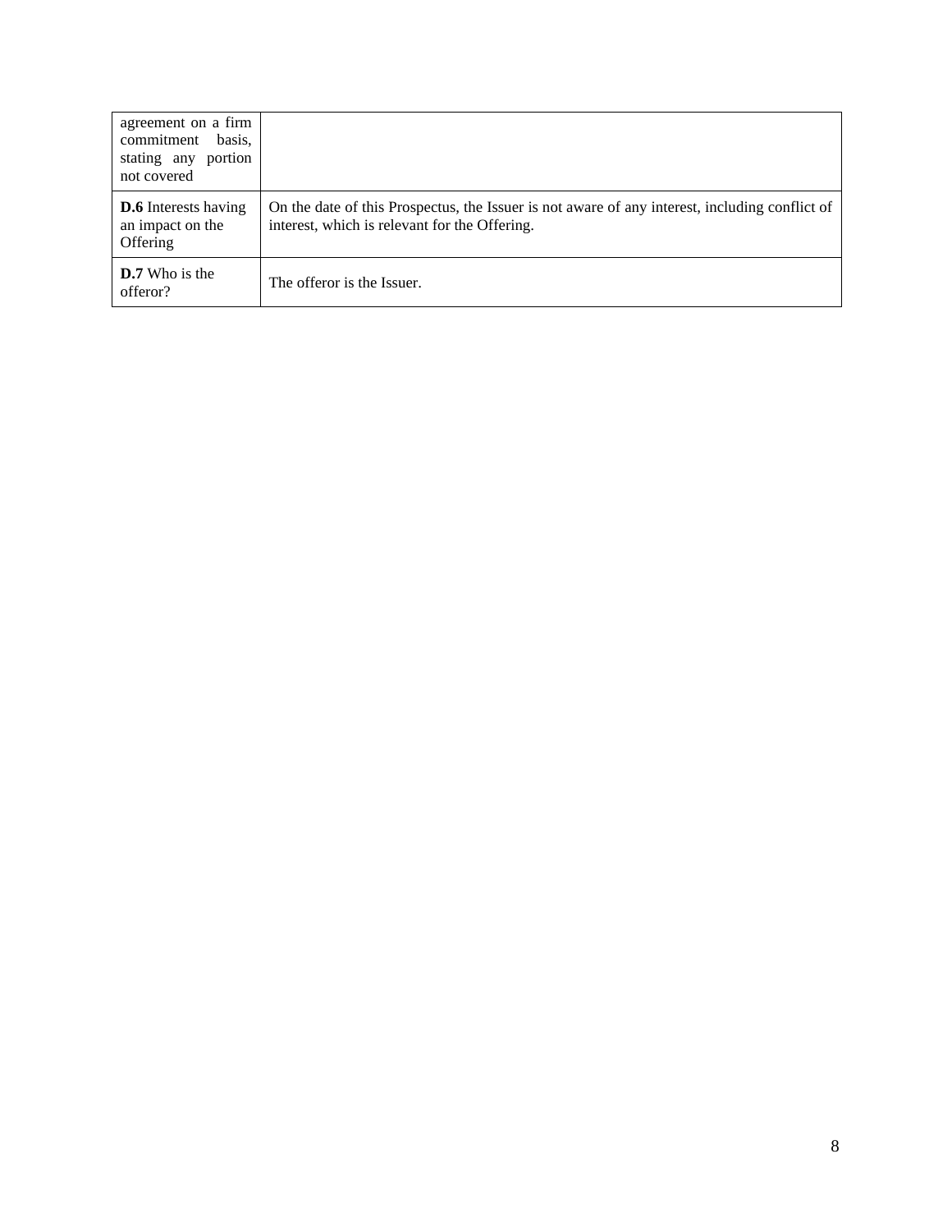| | |
|---|---|
| agreement on a firm commitment basis, stating any portion not covered | |
| **D.6** Interests having an impact on the Offering | On the date of this Prospectus, the Issuer is not aware of any interest, including conflict of interest, which is relevant for the Offering. |
| **D.7** Who is the offeror? | The offeror is the Issuer. |